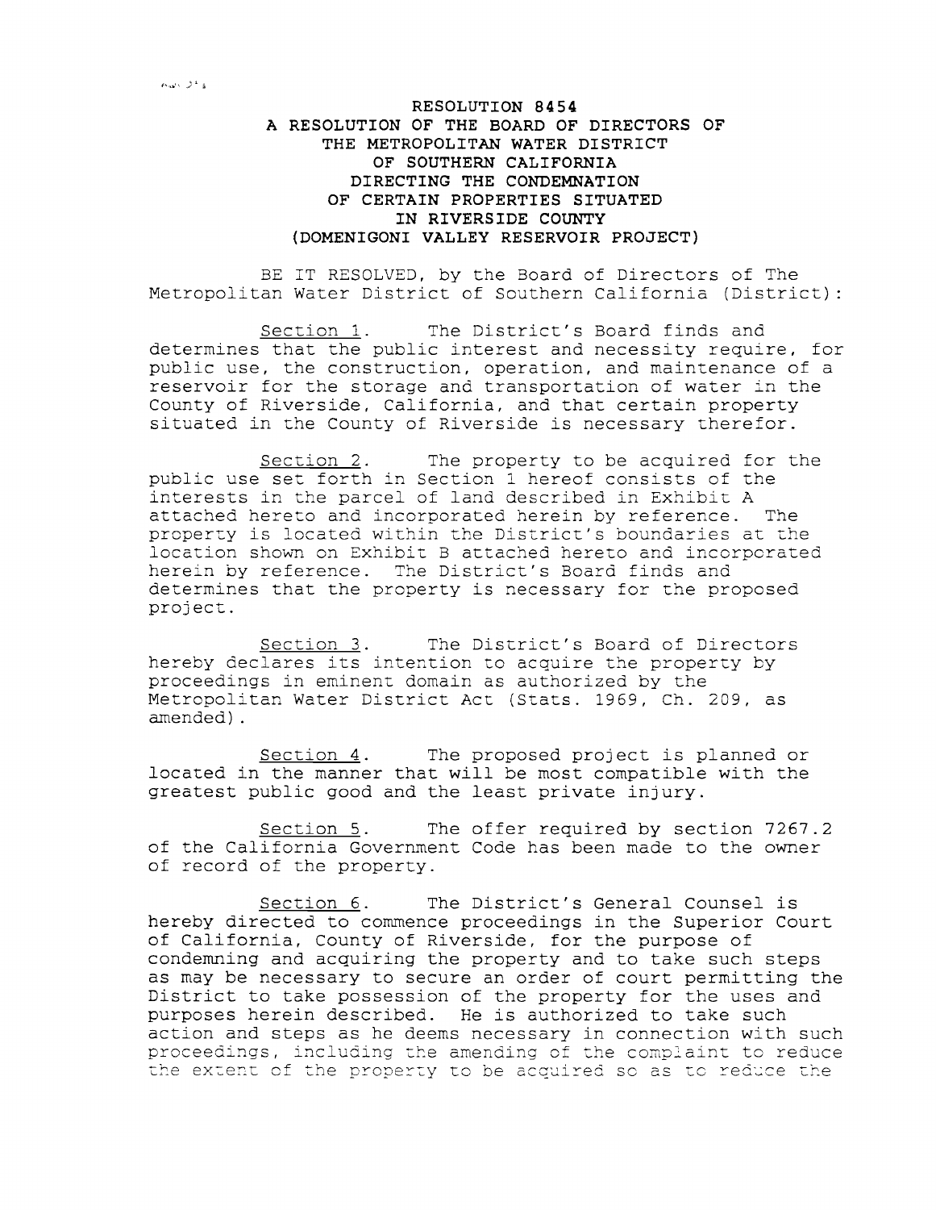**RESOLUTION 8454**
**A RESOLUTION OF THE BOARD OF DIRECTORS OF THE METROPOLITAN WATER DISTRICT OF SOUTHERN CALIFORNIA DIRECTING THE CONDEMNATION OF CERTAIN PROPERTIES SITUATED IN RIVERSIDE COUNTY (DOMENIGONI VALLEY RESERVOIR PROJECT)**

BE IT RESOLVED, by the Board of Directors of The Metropolitan Water District of Southern California (District):

Section 1. The District's Board finds and determines that the public interest and necessity require, for public use, the construction, operation, and maintenance of a reservoir for the storage and transportation of water in the County of Riverside, California, and that certain property situated in the County of Riverside is necessary therefor.

Section 2. The property to be acquired for the public use set forth in Section 1 hereof consists of the interests in the parcel of land described in Exhibit A attached hereto and incorporated herein by reference. The property is located within the District's boundaries at the location shown on Exhibit B attached hereto and incorporated herein by reference. The District's Board finds and determines that the property is necessary for the proposed project.

Section 3. The District's Board of Directors hereby declares its intention to acquire the property by proceedings in eminent domain as authorized by the Metropolitan Water District Act (Stats. 1969, Ch. 209, as amended).

Section 4. The proposed project is planned or located in the manner that will be most compatible with the greatest public good and the least private injury.

Section 5. The offer required by section 7267.2 of the California Government Code has been made to the owner of record of the property.

Section 6. The District's General Counsel is hereby directed to commence proceedings in the Superior Court of California, County of Riverside, for the purpose of condemning and acquiring the property and to take such steps as may be necessary to secure an order of court permitting the District to take possession of the property for the uses and purposes herein described. He is authorized to take such action and steps as he deems necessary in connection with such proceedings, including the amending of the complaint to reduce the extent of the property to be acquired so as to reduce the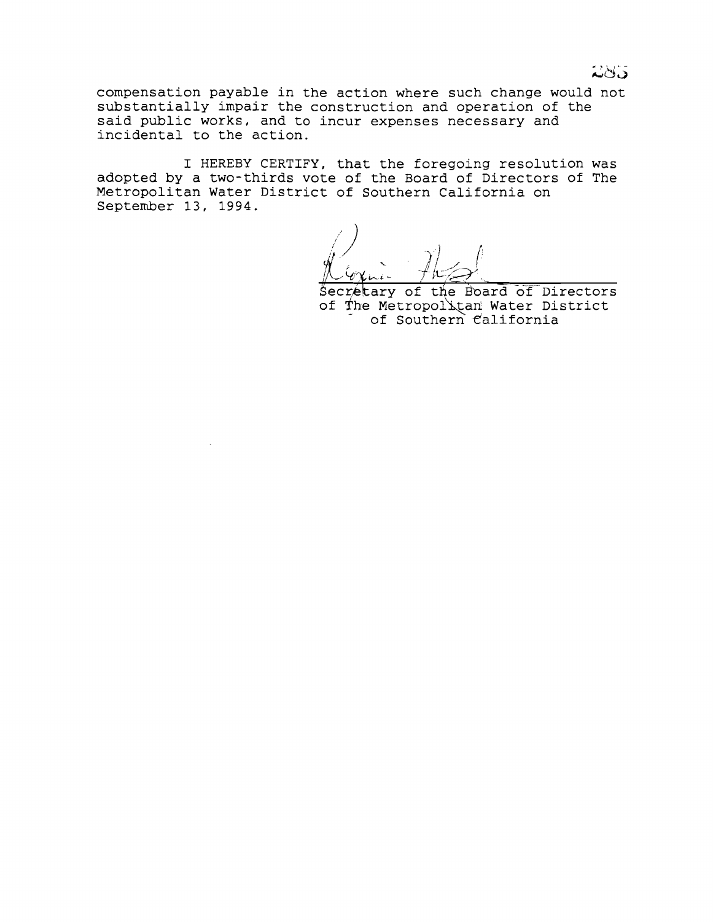compensation payable in the action where such change would not substantially impair the construction and operation of the said public works, and to incur expenses necessary and incidental to the action.

I HEREBY CERTIFY, that the foregoing resolution was adopted by a two-thirds vote of the Board of Directors of The Metropolitan Water District of Southern California on September 13, 1994.

Secretary of the Board of Directors
of The Metropolitan Water District
of Southern California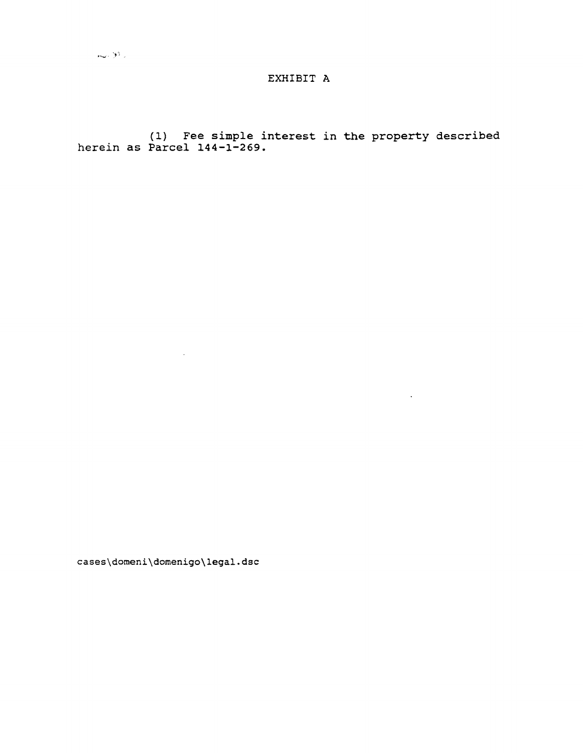# EXHIBIT A

(1) Fee simple interest in the property described herein as Parcel 144-1-269.

cases\domeni\domenigo\legal.dsc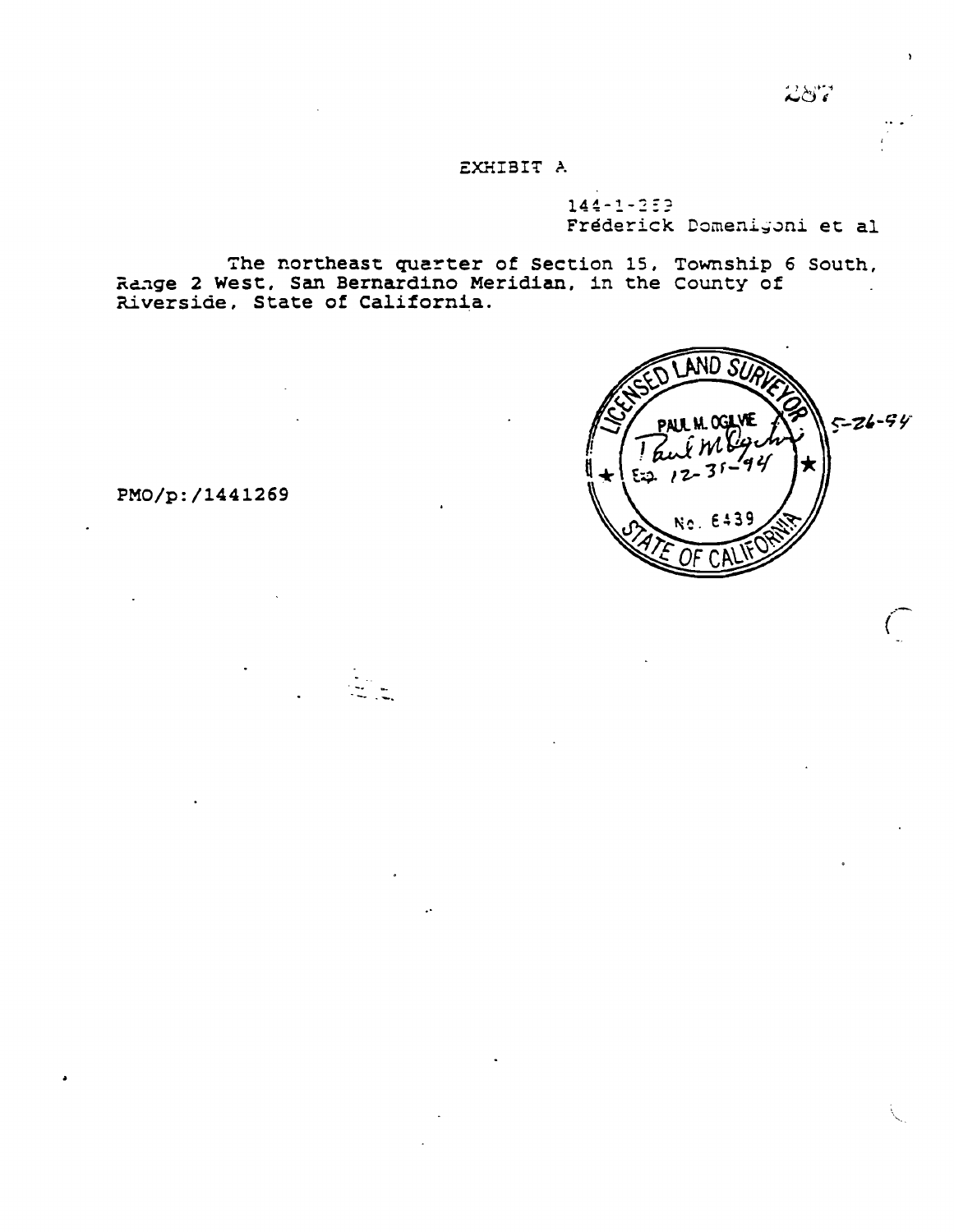# EXHIBIT A

144-1-259
Frederick Domenigoni et al

The northeast quarter of Section 15, Township 6 South, Range 2 West, San Bernardino Meridian, in the County of Riverside, State of California.

LICENSED LAND SURVEYOR
PAUL M. OGLVIE
Exp. 12-31-94
No. 6439
STATE OF CALIFORNIA

5-26-94

PMO/p:/1441269